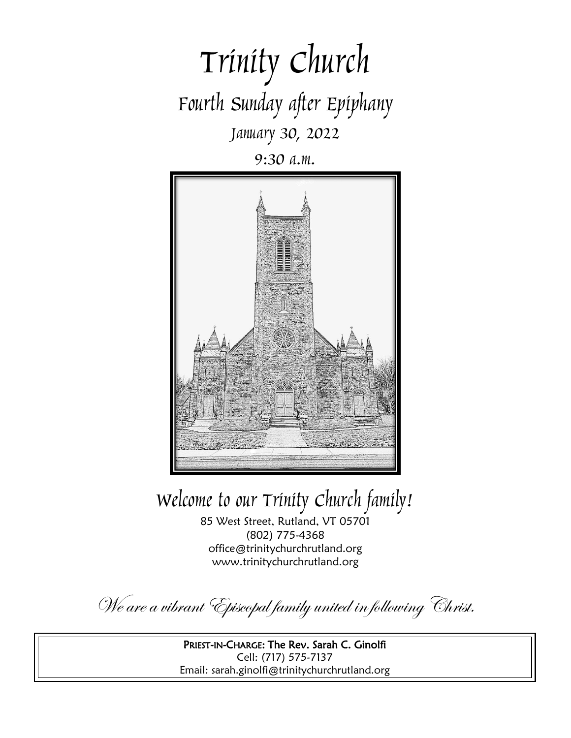# Trinity Church

## Fourth Sunday after Epiphany

### January 30, 2022

### 9:30 a.m.

## Welcome to our Trinity Church family!

85 West Street, Rutland, VT 05701
(802) 775-4368
office@trinitychurchrutland.org
www.trinitychurchrutland.org

*We are a vibrant Episcopal family united in following Christ.*

**PRIEST-IN-CHARGE: The Rev. Sarah C. Ginolfi**
Cell: (717) 575-7137
Email: sarah.ginolfi@trinitychurchrutland.org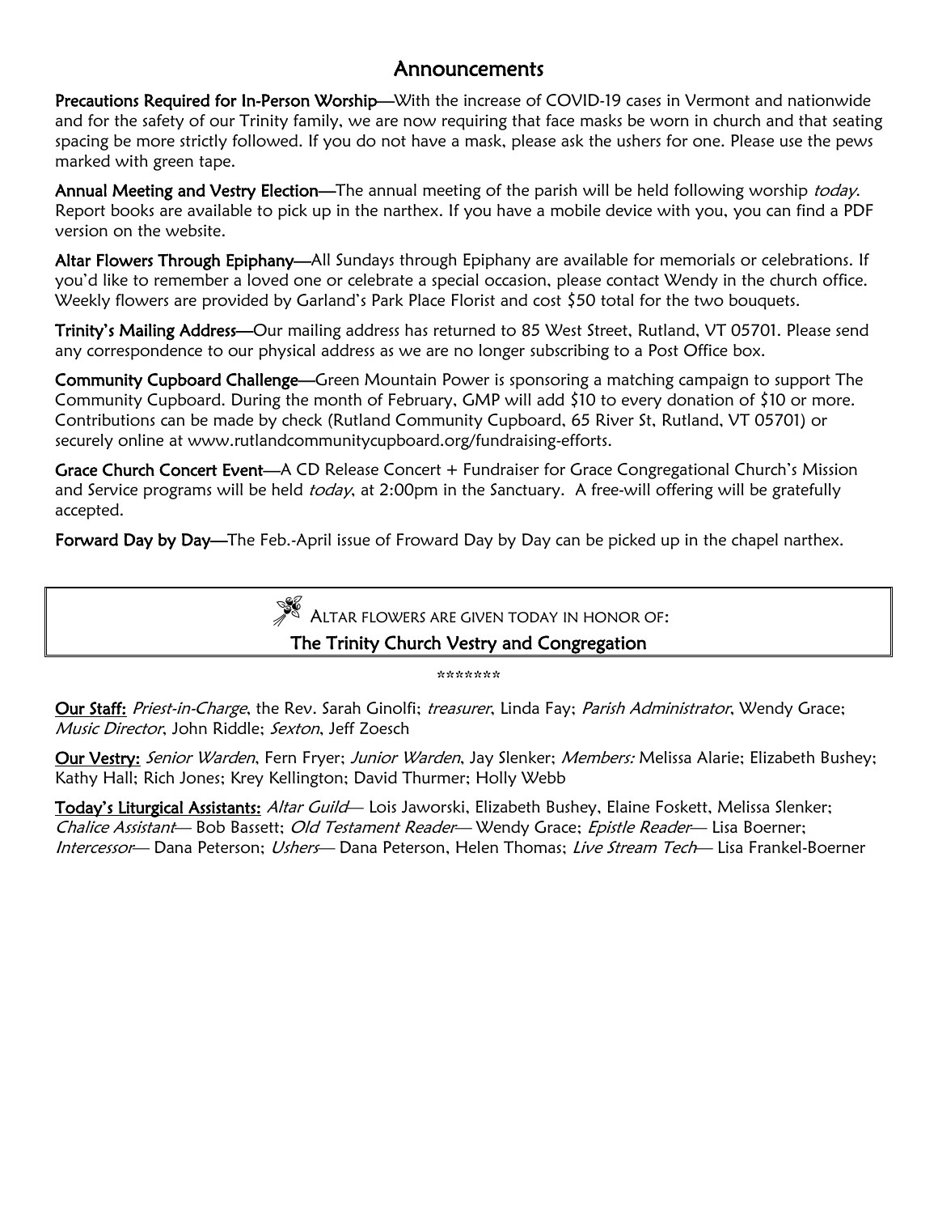# Announcements

**Precautions Required for In-Person Worship**—With the increase of COVID-19 cases in Vermont and nationwide and for the safety of our Trinity family, we are now requiring that face masks be worn in church and that seating spacing be more strictly followed. If you do not have a mask, please ask the ushers for one. Please use the pews marked with green tape.

**Annual Meeting and Vestry Election**—The annual meeting of the parish will be held following worship *today*. Report books are available to pick up in the narthex. If you have a mobile device with you, you can find a PDF version on the website.

**Altar Flowers Through Epiphany**—All Sundays through Epiphany are available for memorials or celebrations. If you'd like to remember a loved one or celebrate a special occasion, please contact Wendy in the church office. Weekly flowers are provided by Garland's Park Place Florist and cost $50 total for the two bouquets.

**Trinity's Mailing Address**—Our mailing address has returned to 85 West Street, Rutland, VT 05701. Please send any correspondence to our physical address as we are no longer subscribing to a Post Office box.

**Community Cupboard Challenge**—Green Mountain Power is sponsoring a matching campaign to support The Community Cupboard. During the month of February, GMP will add $10 to every donation of $10 or more. Contributions can be made by check (Rutland Community Cupboard, 65 River St, Rutland, VT 05701) or securely online at www.rutlandcommunitycupboard.org/fundraising-efforts.

**Grace Church Concert Event**—A CD Release Concert + Fundraiser for Grace Congregational Church's Mission and Service programs will be held *today*, at 2:00pm in the Sanctuary. A free-will offering will be gratefully accepted.

**Forward Day by Day**—The Feb.-April issue of Froward Day by Day can be picked up in the chapel narthex.

---

ALTAR FLOWERS ARE GIVEN TODAY IN HONOR OF:

**The Trinity Church Vestry and Congregation**

---

*******

**Our Staff:** *Priest-in-Charge*, the Rev. Sarah Ginolfi; *treasurer*, Linda Fay; *Parish Administrator*, Wendy Grace; *Music Director*, John Riddle; *Sexton*, Jeff Zoesch

**Our Vestry:** *Senior Warden*, Fern Fryer; *Junior Warden*, Jay Slenker; *Members:* Melissa Alarie; Elizabeth Bushey; Kathy Hall; Rich Jones; Krey Kellington; David Thurmer; Holly Webb

**Today's Liturgical Assistants:** *Altar Guild*— Lois Jaworski, Elizabeth Bushey, Elaine Foskett, Melissa Slenker; *Chalice Assistant*— Bob Bassett; *Old Testament Reader*— Wendy Grace; *Epistle Reader*— Lisa Boerner; *Intercessor*— Dana Peterson; *Ushers*— Dana Peterson, Helen Thomas; *Live Stream Tech*— Lisa Frankel-Boerner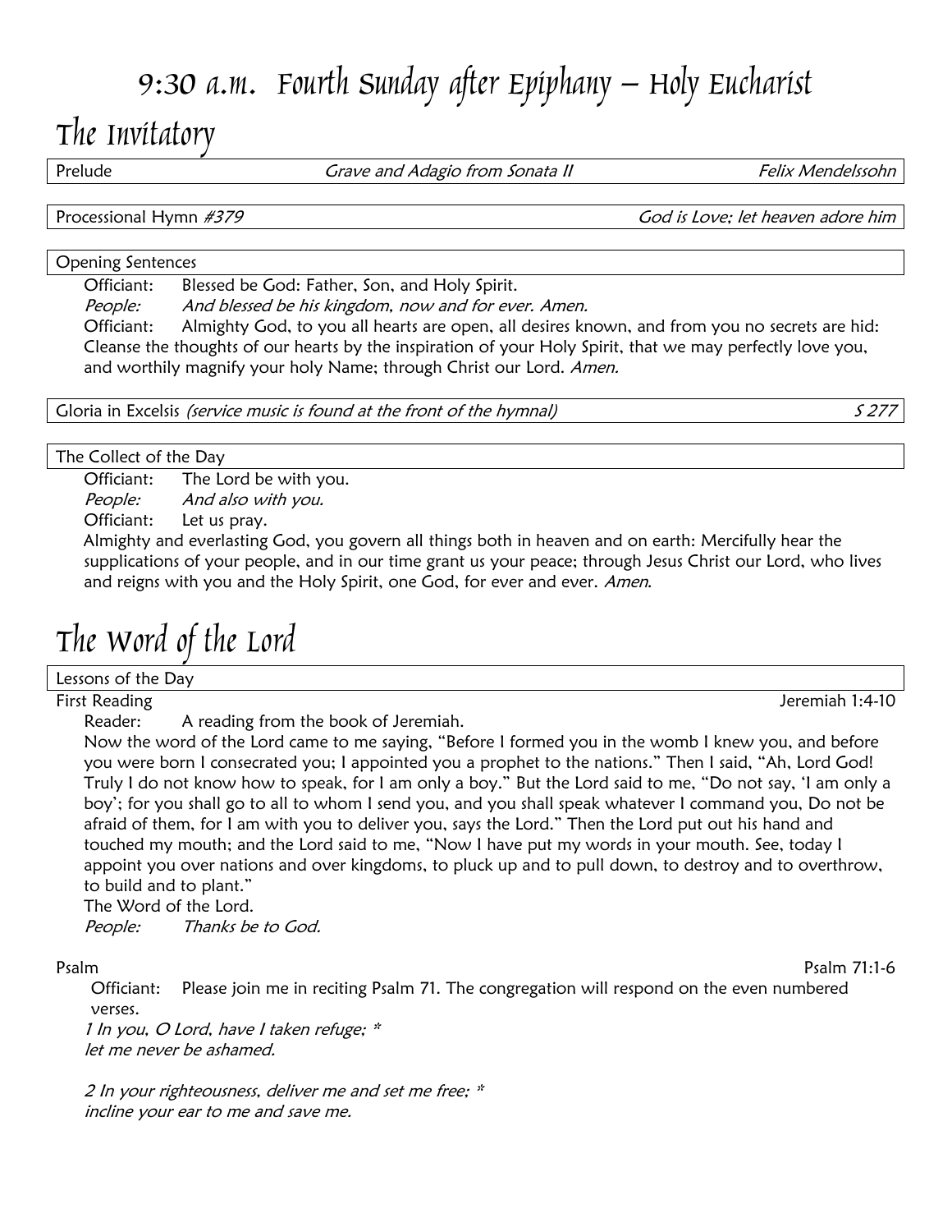# 9:30 a.m. Fourth Sunday after Epiphany – Holy Eucharist

## The Invitatory

Prelude *Grave and Adagio from Sonata II* *Felix Mendelssohn*

Processional Hymn *#379* *God is Love; let heaven adore him*

### Opening Sentences

Officiant: Blessed be God: Father, Son, and Holy Spirit.

*People: And blessed be his kingdom, now and for ever. Amen.*

Officiant: Almighty God, to you all hearts are open, all desires known, and from you no secrets are hid: Cleanse the thoughts of our hearts by the inspiration of your Holy Spirit, that we may perfectly love you, and worthily magnify your holy Name; through Christ our Lord. *Amen.*

Gloria in Excelsis *(service music is found at the front of the hymnal)* *S 277*

### The Collect of the Day

Officiant: The Lord be with you.

*People: And also with you.*

Officiant: Let us pray.

Almighty and everlasting God, you govern all things both in heaven and on earth: Mercifully hear the supplications of your people, and in our time grant us your peace; through Jesus Christ our Lord, who lives and reigns with you and the Holy Spirit, one God, for ever and ever. *Amen.*

## The Word of the Lord

### Lessons of the Day

First Reading Jeremiah 1:4-10

Reader: A reading from the book of Jeremiah.

Now the word of the Lord came to me saying, "Before I formed you in the womb I knew you, and before you were born I consecrated you; I appointed you a prophet to the nations." Then I said, "Ah, Lord God! Truly I do not know how to speak, for I am only a boy." But the Lord said to me, "Do not say, 'I am only a boy'; for you shall go to all to whom I send you, and you shall speak whatever I command you, Do not be afraid of them, for I am with you to deliver you, says the Lord." Then the Lord put out his hand and touched my mouth; and the Lord said to me, "Now I have put my words in your mouth. See, today I appoint you over nations and over kingdoms, to pluck up and to pull down, to destroy and to overthrow, to build and to plant."

The Word of the Lord.

*People: Thanks be to God.*

Psalm Psalm 71:1-6

Officiant: Please join me in reciting Psalm 71. The congregation will respond on the even numbered verses.

*1 In you, O Lord, have I taken refuge; \**
*let me never be ashamed.*

*2 In your righteousness, deliver me and set me free; \**
*incline your ear to me and save me.*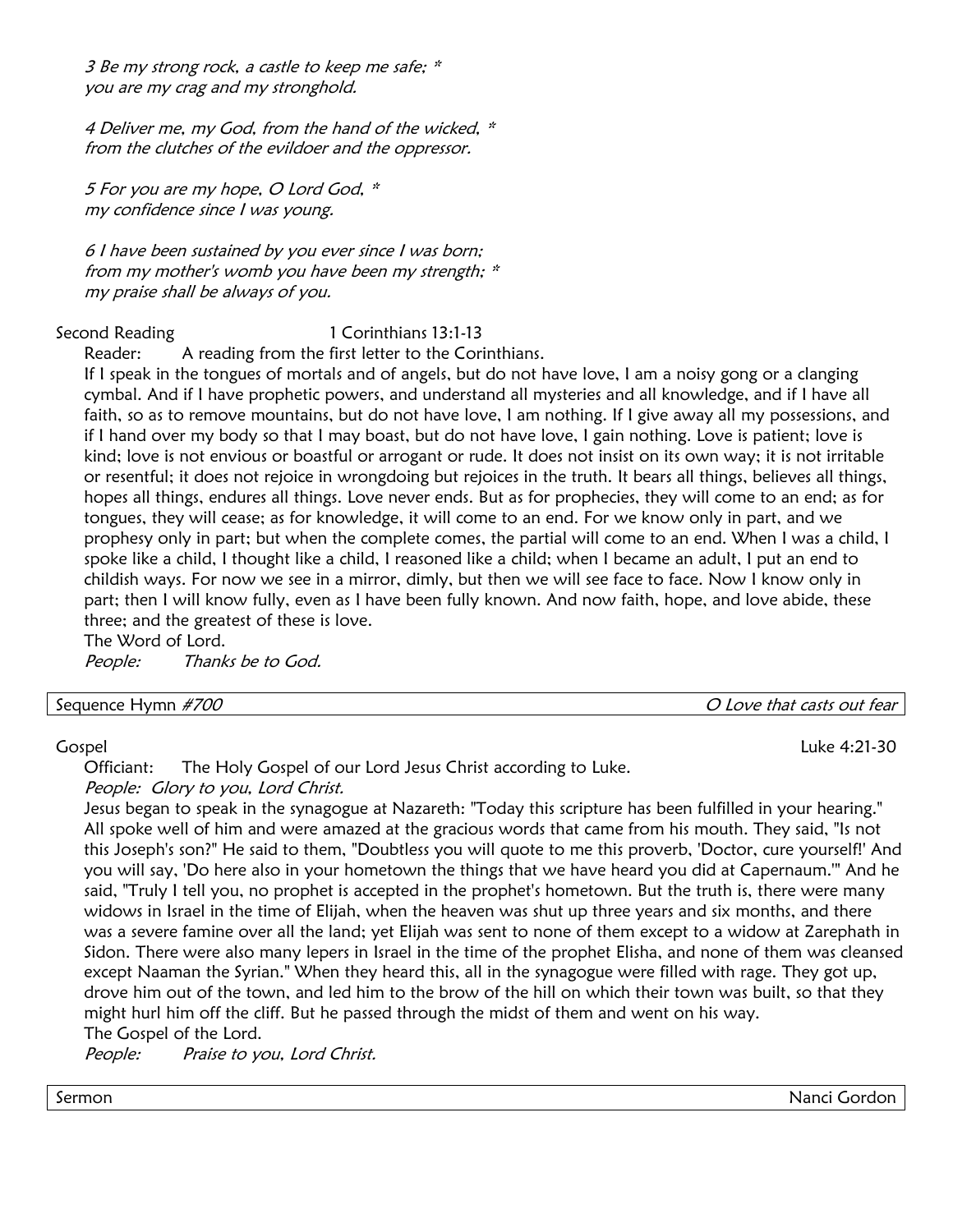*3 Be my strong rock, a castle to keep me safe; **
*you are my crag and my stronghold.*

*4 Deliver me, my God, from the hand of the wicked, **
*from the clutches of the evildoer and the oppressor.*

*5 For you are my hope, O Lord God, **
*my confidence since I was young.*

*6 I have been sustained by you ever since I was born;*
*from my mother's womb you have been my strength; **
*my praise shall be always of you.*

Second Reading 1 Corinthians 13:1-13

Reader: A reading from the first letter to the Corinthians.

If I speak in the tongues of mortals and of angels, but do not have love, I am a noisy gong or a clanging cymbal. And if I have prophetic powers, and understand all mysteries and all knowledge, and if I have all faith, so as to remove mountains, but do not have love, I am nothing. If I give away all my possessions, and if I hand over my body so that I may boast, but do not have love, I gain nothing. Love is patient; love is kind; love is not envious or boastful or arrogant or rude. It does not insist on its own way; it is not irritable or resentful; it does not rejoice in wrongdoing but rejoices in the truth. It bears all things, believes all things, hopes all things, endures all things. Love never ends. But as for prophecies, they will come to an end; as for tongues, they will cease; as for knowledge, it will come to an end. For we know only in part, and we prophesy only in part; but when the complete comes, the partial will come to an end. When I was a child, I spoke like a child, I thought like a child, I reasoned like a child; when I became an adult, I put an end to childish ways. For now we see in a mirror, dimly, but then we will see face to face. Now I know only in part; then I will know fully, even as I have been fully known. And now faith, hope, and love abide, these three; and the greatest of these is love.

The Word of Lord.

*People: Thanks be to God.*

Sequence Hymn *#700* — *O Love that casts out fear*

Gospel Luke 4:21-30

Officiant: The Holy Gospel of our Lord Jesus Christ according to Luke.

*People: Glory to you, Lord Christ.*

Jesus began to speak in the synagogue at Nazareth: "Today this scripture has been fulfilled in your hearing." All spoke well of him and were amazed at the gracious words that came from his mouth. They said, "Is not this Joseph's son?" He said to them, "Doubtless you will quote to me this proverb, 'Doctor, cure yourself!' And you will say, 'Do here also in your hometown the things that we have heard you did at Capernaum.'" And he said, "Truly I tell you, no prophet is accepted in the prophet's hometown. But the truth is, there were many widows in Israel in the time of Elijah, when the heaven was shut up three years and six months, and there was a severe famine over all the land; yet Elijah was sent to none of them except to a widow at Zarephath in Sidon. There were also many lepers in Israel in the time of the prophet Elisha, and none of them was cleansed except Naaman the Syrian." When they heard this, all in the synagogue were filled with rage. They got up, drove him out of the town, and led him to the brow of the hill on which their town was built, so that they might hurl him off the cliff. But he passed through the midst of them and went on his way.

The Gospel of the Lord.

*People: Praise to you, Lord Christ.*

Sermon — Nanci Gordon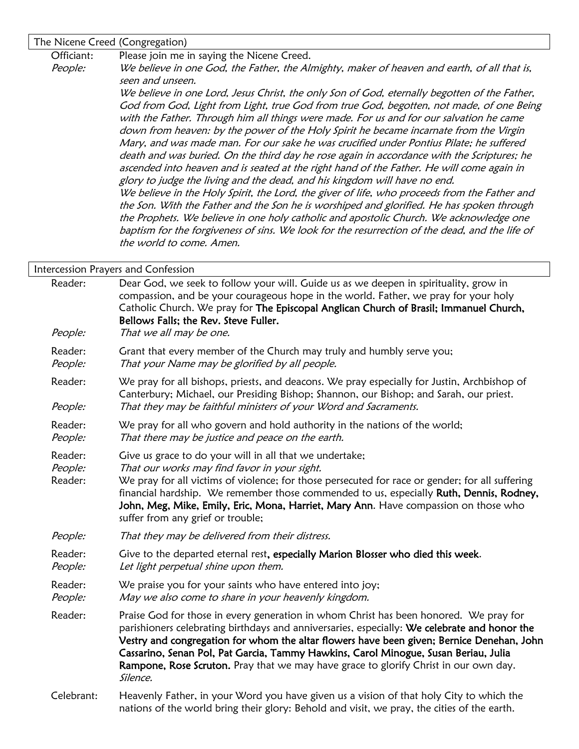## The Nicene Creed (Congregation)

Officiant: Please join me in saying the Nicene Creed.

*People:* *We believe in one God, the Father, the Almighty, maker of heaven and earth, of all that is, seen and unseen.*

*We believe in one Lord, Jesus Christ, the only Son of God, eternally begotten of the Father, God from God, Light from Light, true God from true God, begotten, not made, of one Being with the Father. Through him all things were made. For us and for our salvation he came down from heaven: by the power of the Holy Spirit he became incarnate from the Virgin Mary, and was made man. For our sake he was crucified under Pontius Pilate; he suffered death and was buried. On the third day he rose again in accordance with the Scriptures; he ascended into heaven and is seated at the right hand of the Father. He will come again in glory to judge the living and the dead, and his kingdom will have no end.*

*We believe in the Holy Spirit, the Lord, the giver of life, who proceeds from the Father and the Son. With the Father and the Son he is worshiped and glorified. He has spoken through the Prophets. We believe in one holy catholic and apostolic Church. We acknowledge one baptism for the forgiveness of sins. We look for the resurrection of the dead, and the life of the world to come. Amen.*

## Intercession Prayers and Confession

Reader: Dear God, we seek to follow your will. Guide us as we deepen in spirituality, grow in compassion, and be your courageous hope in the world. Father, we pray for your holy Catholic Church. We pray for **The Episcopal Anglican Church of Brasil; Immanuel Church, Bellows Falls; the Rev. Steve Fuller.**

*People:* *That we all may be one.*

Reader: Grant that every member of the Church may truly and humbly serve you;

*People:* *That your Name may be glorified by all people.*

Reader: We pray for all bishops, priests, and deacons. We pray especially for Justin, Archbishop of Canterbury; Michael, our Presiding Bishop; Shannon, our Bishop; and Sarah, our priest.

*People:* *That they may be faithful ministers of your Word and Sacraments.*

Reader: We pray for all who govern and hold authority in the nations of the world;

*People:* *That there may be justice and peace on the earth.*

Reader: Give us grace to do your will in all that we undertake;

*People:* *That our works may find favor in your sight.*

Reader: We pray for all victims of violence; for those persecuted for race or gender; for all suffering financial hardship. We remember those commended to us, especially **Ruth, Dennis, Rodney, John, Meg, Mike, Emily, Eric, Mona, Harriet, Mary Ann**. Have compassion on those who suffer from any grief or trouble;

*People:* *That they may be delivered from their distress.*

Reader: Give to the departed eternal rest**, especially Marion Blosser who died this week**.

*People:* *Let light perpetual shine upon them.*

Reader: We praise you for your saints who have entered into joy;

*People:* *May we also come to share in your heavenly kingdom.*

Reader: Praise God for those in every generation in whom Christ has been honored. We pray for parishioners celebrating birthdays and anniversaries, especially: **We celebrate and honor the Vestry and congregation for whom the altar flowers have been given; Bernice Denehan, John Cassarino, Senan Pol, Pat Garcia, Tammy Hawkins, Carol Minogue, Susan Beriau, Julia Rampone, Rose Scruton.** Pray that we may have grace to glorify Christ in our own day. *Silence.*

Celebrant: Heavenly Father, in your Word you have given us a vision of that holy City to which the nations of the world bring their glory: Behold and visit, we pray, the cities of the earth.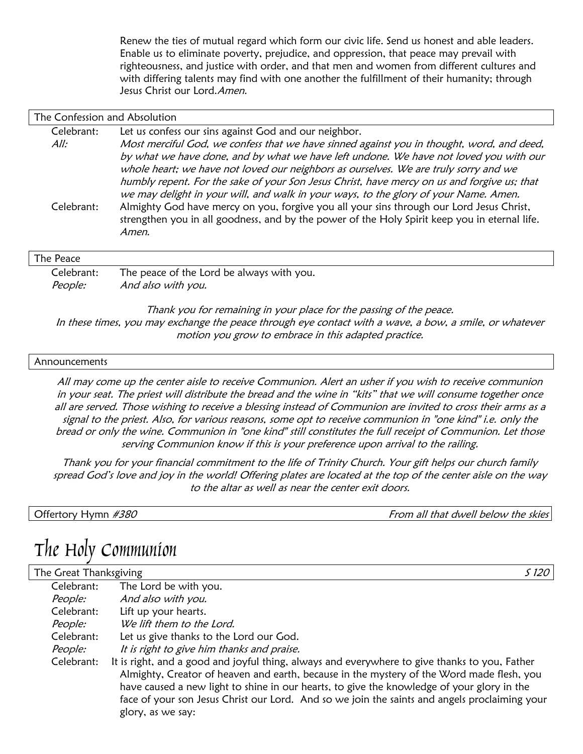Renew the ties of mutual regard which form our civic life. Send us honest and able leaders. Enable us to eliminate poverty, prejudice, and oppression, that peace may prevail with righteousness, and justice with order, and that men and women from different cultures and with differing talents may find with one another the fulfillment of their humanity; through Jesus Christ our Lord. *Amen.*

### The Confession and Absolution

Celebrant: Let us confess our sins against God and our neighbor.

*All: Most merciful God, we confess that we have sinned against you in thought, word, and deed, by what we have done, and by what we have left undone. We have not loved you with our whole heart; we have not loved our neighbors as ourselves. We are truly sorry and we humbly repent. For the sake of your Son Jesus Christ, have mercy on us and forgive us; that we may delight in your will, and walk in your ways, to the glory of your Name. Amen.*

Celebrant: Almighty God have mercy on you, forgive you all your sins through our Lord Jesus Christ, strengthen you in all goodness, and by the power of the Holy Spirit keep you in eternal life. *Amen.*

### The Peace

Celebrant: The peace of the Lord be always with you.

*People: And also with you.*

*Thank you for remaining in your place for the passing of the peace. In these times, you may exchange the peace through eye contact with a wave, a bow, a smile, or whatever motion you grow to embrace in this adapted practice.*

### Announcements

*All may come up the center aisle to receive Communion. Alert an usher if you wish to receive communion in your seat. The priest will distribute the bread and the wine in "kits" that we will consume together once all are served. Those wishing to receive a blessing instead of Communion are invited to cross their arms as a signal to the priest. Also, for various reasons, some opt to receive communion in "one kind" i.e. only the bread or only the wine. Communion in "one kind" still constitutes the full receipt of Communion. Let those serving Communion know if this is your preference upon arrival to the railing.*

*Thank you for your financial commitment to the life of Trinity Church. Your gift helps our church family spread God's love and joy in the world! Offering plates are located at the top of the center aisle on the way to the altar as well as near the center exit doors.*

### Offertory Hymn *#380* — *From all that dwell below the skies*

# The Holy Communion

### The Great Thanksgiving — *S 120*

Celebrant: The Lord be with you.

*People: And also with you.*

Celebrant: Lift up your hearts.

*People: We lift them to the Lord.*

Celebrant: Let us give thanks to the Lord our God.

*People: It is right to give him thanks and praise.*

Celebrant: It is right, and a good and joyful thing, always and everywhere to give thanks to you, Father Almighty, Creator of heaven and earth, because in the mystery of the Word made flesh, you have caused a new light to shine in our hearts, to give the knowledge of your glory in the face of your son Jesus Christ our Lord. And so we join the saints and angels proclaiming your glory, as we say: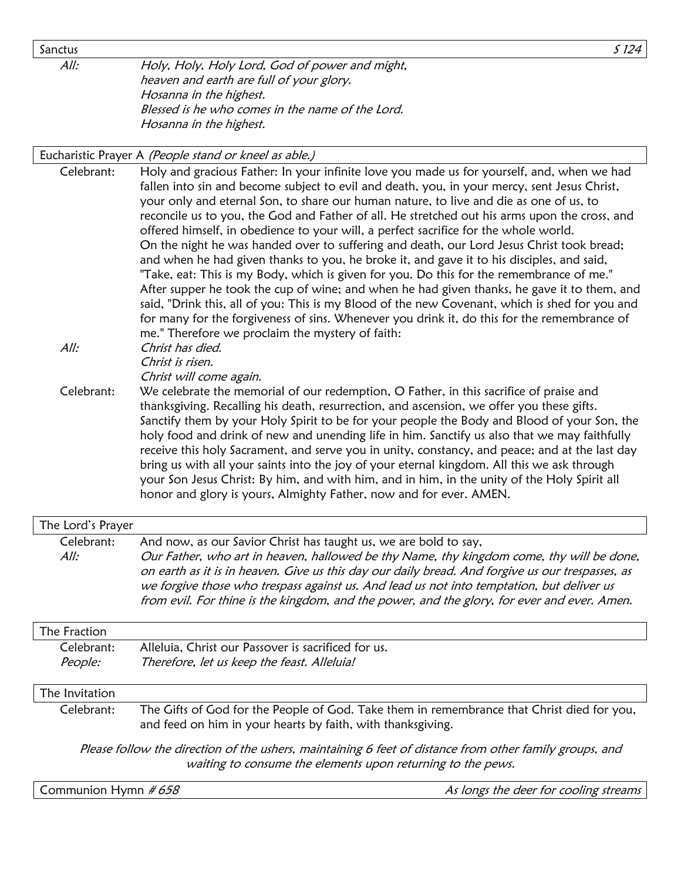## Sanctus *S 124*

*All:* *Holy, Holy, Holy Lord, God of power and might,*
*heaven and earth are full of your glory.*
*Hosanna in the highest.*
*Blessed is he who comes in the name of the Lord.*
*Hosanna in the highest.*

## Eucharistic Prayer A *(People stand or kneel as able.)*

Celebrant: Holy and gracious Father: In your infinite love you made us for yourself, and, when we had fallen into sin and become subject to evil and death, you, in your mercy, sent Jesus Christ, your only and eternal Son, to share our human nature, to live and die as one of us, to reconcile us to you, the God and Father of all. He stretched out his arms upon the cross, and offered himself, in obedience to your will, a perfect sacrifice for the whole world.
On the night he was handed over to suffering and death, our Lord Jesus Christ took bread; and when he had given thanks to you, he broke it, and gave it to his disciples, and said, "Take, eat: This is my Body, which is given for you. Do this for the remembrance of me." After supper he took the cup of wine; and when he had given thanks, he gave it to them, and said, "Drink this, all of you: This is my Blood of the new Covenant, which is shed for you and for many for the forgiveness of sins. Whenever you drink it, do this for the remembrance of me." Therefore we proclaim the mystery of faith:

*All:* *Christ has died.*
*Christ is risen.*
*Christ will come again.*

Celebrant: We celebrate the memorial of our redemption, O Father, in this sacrifice of praise and thanksgiving. Recalling his death, resurrection, and ascension, we offer you these gifts. Sanctify them by your Holy Spirit to be for your people the Body and Blood of your Son, the holy food and drink of new and unending life in him. Sanctify us also that we may faithfully receive this holy Sacrament, and serve you in unity, constancy, and peace; and at the last day bring us with all your saints into the joy of your eternal kingdom. All this we ask through your Son Jesus Christ: By him, and with him, and in him, in the unity of the Holy Spirit all honor and glory is yours, Almighty Father, now and for ever. AMEN.

## The Lord's Prayer

Celebrant: And now, as our Savior Christ has taught us, we are bold to say,

*All:* *Our Father, who art in heaven, hallowed be thy Name, thy kingdom come, thy will be done, on earth as it is in heaven. Give us this day our daily bread. And forgive us our trespasses, as we forgive those who trespass against us. And lead us not into temptation, but deliver us from evil. For thine is the kingdom, and the power, and the glory, for ever and ever. Amen.*

## The Fraction

Celebrant: Alleluia, Christ our Passover is sacrificed for us.

*People:* *Therefore, let us keep the feast. Alleluia!*

## The Invitation

Celebrant: The Gifts of God for the People of God. Take them in remembrance that Christ died for you, and feed on him in your hearts by faith, with thanksgiving.

*Please follow the direction of the ushers, maintaining 6 feet of distance from other family groups, and waiting to consume the elements upon returning to the pews.*

## Communion Hymn *# 658* — *As longs the deer for cooling streams*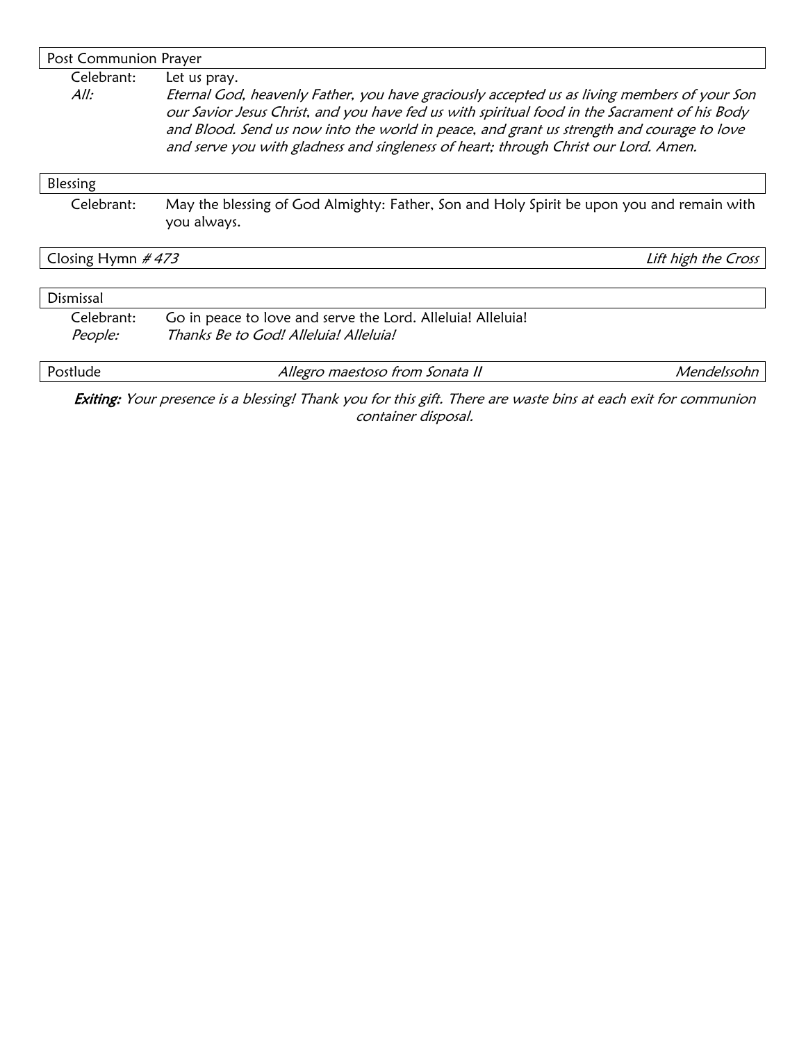## Post Communion Prayer

Celebrant: Let us pray.

*All:* *Eternal God, heavenly Father, you have graciously accepted us as living members of your Son our Savior Jesus Christ, and you have fed us with spiritual food in the Sacrament of his Body and Blood. Send us now into the world in peace, and grant us strength and courage to love and serve you with gladness and singleness of heart; through Christ our Lord. Amen.*

## Blessing

Celebrant: May the blessing of God Almighty: Father, Son and Holy Spirit be upon you and remain with you always.

## Closing Hymn *# 473* — *Lift high the Cross*

## Dismissal

Celebrant: Go in peace to love and serve the Lord. Alleluia! Alleluia!

*People:* *Thanks Be to God! Alleluia! Alleluia!*

## Postlude — *Allegro maestoso from Sonata II* — *Mendelssohn*

***Exiting:*** *Your presence is a blessing! Thank you for this gift. There are waste bins at each exit for communion container disposal.*